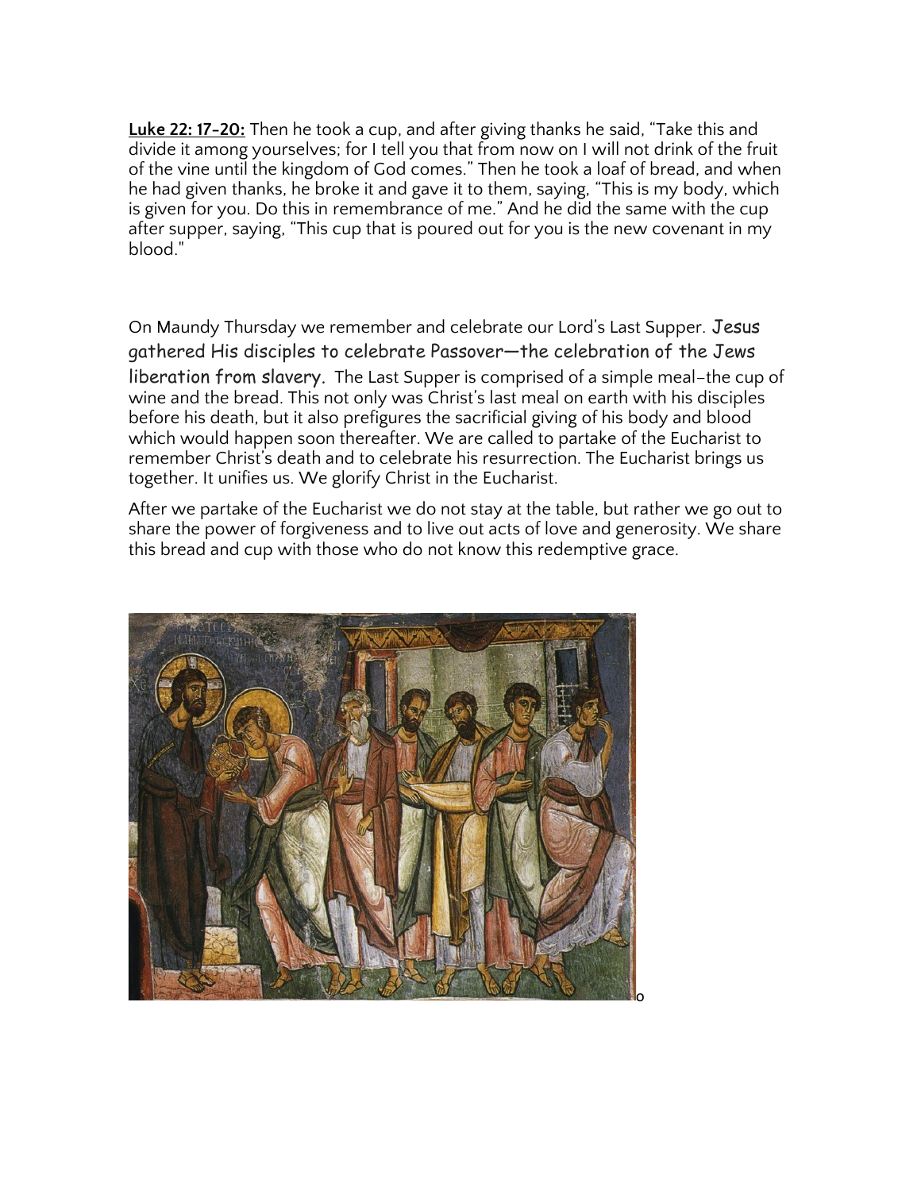**Luke 22: 17-20:** Then he took a cup, and after giving thanks he said, "Take this and divide it among yourselves; for I tell you that from now on I will not drink of the fruit of the vine until the kingdom of God comes." Then he took a loaf of bread, and when he had given thanks, he broke it and gave it to them, saying, "This is my body, which is given for you. Do this in remembrance of me." And he did the same with the cup after supper, saying, "This cup that is poured out for you is the new covenant in my blood."

On Maundy Thursday we remember and celebrate our Lord's Last Supper. Jesus gathered His disciples to celebrate Passover—the celebration of the Jews liberation from slavery. The Last Supper is comprised of a simple meal–the cup of wine and the bread. This not only was Christ's last meal on earth with his disciples before his death, but it also prefigures the sacrificial giving of his body and blood which would happen soon thereafter. We are called to partake of the Eucharist to remember Christ's death and to celebrate his resurrection. The Eucharist brings us together. It unifies us. We glorify Christ in the Eucharist.

After we partake of the Eucharist we do not stay at the table, but rather we go out to share the power of forgiveness and to live out acts of love and generosity. We share this bread and cup with those who do not know this redemptive grace.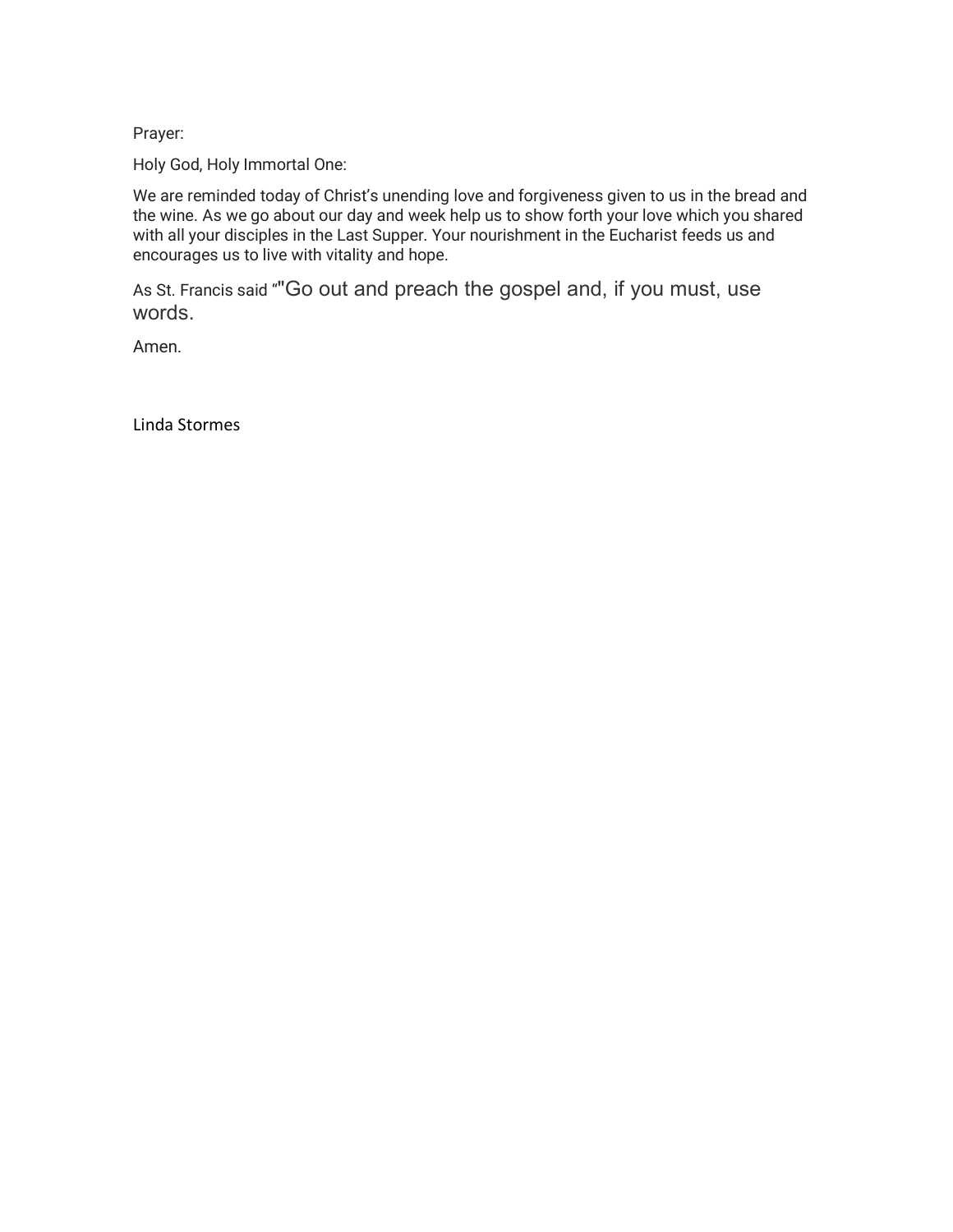Prayer:

Holy God, Holy Immortal One:

We are reminded today of Christ's unending love and forgiveness given to us in the bread and the wine. As we go about our day and week help us to show forth your love which you shared with all your disciples in the Last Supper. Your nourishment in the Eucharist feeds us and encourages us to live with vitality and hope.

As St. Francis said “"Go out and preach the gospel and, if you must, use words.

Amen.

Linda Stormes